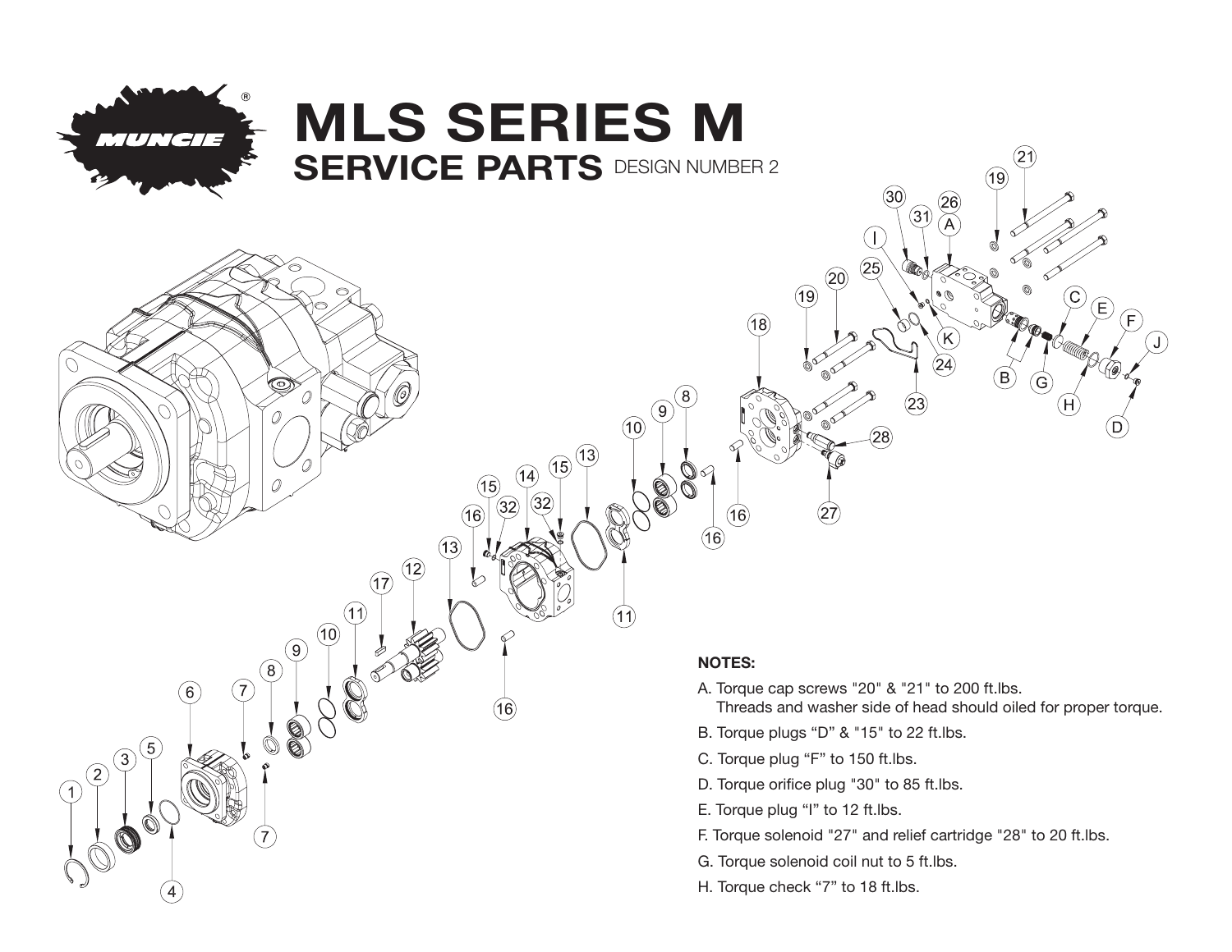# MLS SERIES M

## SERVICE PARTS DESIGN NUMBER 2

**NOTES:**

A. Torque cap screws "20" & "21" to 200 ft.lbs.
   Threads and washer side of head should oiled for proper torque.

B. Torque plugs “D” & "15" to 22 ft.lbs.

C. Torque plug “F” to 150 ft.lbs.

D. Torque orifice plug "30" to 85 ft.lbs.

E. Torque plug “I” to 12 ft.lbs.

F. Torque solenoid "27" and relief cartridge "28" to 20 ft.lbs.

G. Torque solenoid coil nut to 5 ft.lbs.

H. Torque check “7” to 18 ft.lbs.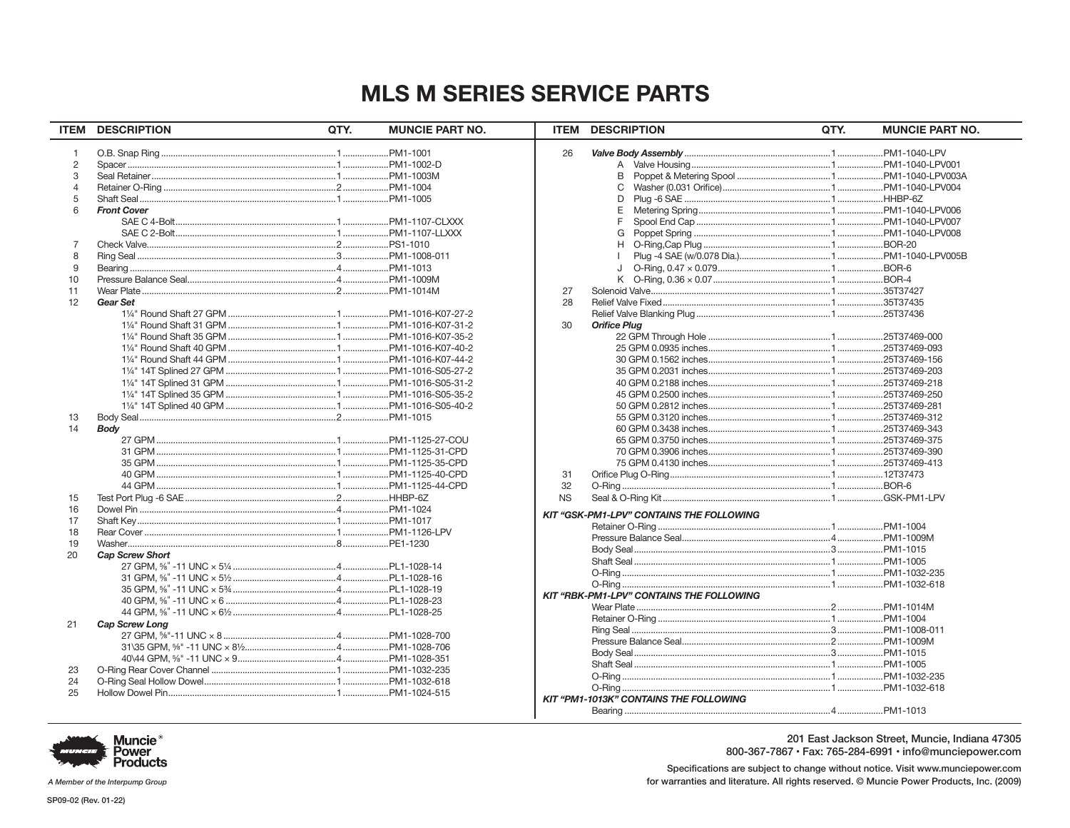# MLS M SERIES SERVICE PARTS

| ITEM | DESCRIPTION | QTY. | MUNCIE PART NO. |
|---|---|---|---|
| 1 | O.B. Snap Ring | 1 | PM1-1001 |
| 2 | Spacer | 1 | PM1-1002-D |
| 3 | Seal Retainer | 1 | PM1-1003M |
| 4 | Retainer O-Ring | 2 | PM1-1004 |
| 5 | Shaft Seal | 1 | PM1-1005 |
| 6 | ***Front Cover*** | | |
| | SAE C 4-Bolt | 1 | PM1-1107-CLXXX |
| | SAE C 2-Bolt | 1 | PM1-1107-LLXXX |
| 7 | Check Valve | 2 | PS1-1010 |
| 8 | Ring Seal | 3 | PM1-1008-011 |
| 9 | Bearing | 4 | PM1-1013 |
| 10 | Pressure Balance Seal | 4 | PM1-1009M |
| 11 | Wear Plate | 2 | PM1-1014M |
| 12 | ***Gear Set*** | | |
| | 1¼" Round Shaft 27 GPM | 1 | PM1-1016-K07-27-2 |
| | 1¼" Round Shaft 31 GPM | 1 | PM1-1016-K07-31-2 |
| | 1¼" Round Shaft 35 GPM | 1 | PM1-1016-K07-35-2 |
| | 1¼" Round Shaft 40 GPM | 1 | PM1-1016-K07-40-2 |
| | 1¼" Round Shaft 44 GPM | 1 | PM1-1016-K07-44-2 |
| | 1¼" 14T Splined 27 GPM | 1 | PM1-1016-S05-27-2 |
| | 1¼" 14T Splined 31 GPM | 1 | PM1-1016-S05-31-2 |
| | 1¼" 14T Splined 35 GPM | 1 | PM1-1016-S05-35-2 |
| | 1¼" 14T Splined 40 GPM | 1 | PM1-1016-S05-40-2 |
| 13 | Body Seal | 2 | PM1-1015 |
| 14 | ***Body*** | | |
| | 27 GPM | 1 | PM1-1125-27-COU |
| | 31 GPM | 1 | PM1-1125-31-CPD |
| | 35 GPM | 1 | PM1-1125-35-CPD |
| | 40 GPM | 1 | PM1-1125-40-CPD |
| | 44 GPM | 1 | PM1-1125-44-CPD |
| 15 | Test Port Plug -6 SAE | 2 | HHBP-6Z |
| 16 | Dowel Pin | 4 | PM1-1024 |
| 17 | Shaft Key | 1 | PM1-1017 |
| 18 | Rear Cover | 1 | PM1-1126-LPV |
| 19 | Washer | 8 | PE1-1230 |
| 20 | ***Cap Screw Short*** | | |
| | 27 GPM, ⅝" -11 UNC × 5¼ | 4 | PL1-1028-14 |
| | 31 GPM, ⅝" -11 UNC × 5½ | 4 | PL1-1028-16 |
| | 35 GPM, ⅝" -11 UNC × 5¾ | 4 | PL1-1028-19 |
| | 40 GPM, ⅝" -11 UNC × 6 | 4 | PL1-1028-23 |
| | 44 GPM, ⅝" -11 UNC × 6½ | 4 | PL1-1028-25 |
| 21 | ***Cap Screw Long*** | | |
| | 27 GPM, ⅝"-11 UNC × 8 | 4 | PM1-1028-700 |
| | 31\35 GPM, ⅝" -11 UNC × 8½ | 4 | PM1-1028-706 |
| | 40\44 GPM, ⅝" -11 UNC × 9 | 4 | PM1-1028-351 |
| 23 | O-Ring Rear Cover Channel | 1 | PM1-1032-235 |
| 24 | O-Ring Seal Hollow Dowel | 1 | PM1-1032-618 |
| 25 | Hollow Dowel Pin | 1 | PM1-1024-515 |
| 26 | ***Valve Body Assembly*** | 1 | PM1-1040-LPV |
| | A Valve Housing | 1 | PM1-1040-LPV001 |
| | B Poppet & Metering Spool | 1 | PM1-1040-LPV003A |
| | C Washer (0.031 Orifice) | 1 | PM1-1040-LPV004 |
| | D Plug -6 SAE | 1 | HHBP-6Z |
| | E Metering Spring | 1 | PM1-1040-LPV006 |
| | F Spool End Cap | 1 | PM1-1040-LPV007 |
| | G Poppet Spring | 1 | PM1-1040-LPV008 |
| | H O-Ring,Cap Plug | 1 | BOR-20 |
| | I Plug -4 SAE (w/0.078 Dia.) | 1 | PM1-1040-LPV005B |
| | J O-Ring, 0.47 × 0.079 | 1 | BOR-6 |
| | K O-Ring, 0.36 × 0.07 | 1 | BOR-4 |
| 27 | Solenoid Valve | 1 | 35T37427 |
| 28 | Relief Valve Fixed | 1 | 35T37435 |
| | Relief Valve Blanking Plug | 1 | 25T37436 |
| 30 | ***Orifice Plug*** | | |
| | 22 GPM Through Hole | 1 | 25T37469-000 |
| | 25 GPM 0.0935 inches | 1 | 25T37469-093 |
| | 30 GPM 0.1562 inches | 1 | 25T37469-156 |
| | 35 GPM 0.2031 inches | 1 | 25T37469-203 |
| | 40 GPM 0.2188 inches | 1 | 25T37469-218 |
| | 45 GPM 0.2500 inches | 1 | 25T37469-250 |
| | 50 GPM 0.2812 inches | 1 | 25T37469-281 |
| | 55 GPM 0.3120 inches | 1 | 25T37469-312 |
| | 60 GPM 0.3438 inches | 1 | 25T37469-343 |
| | 65 GPM 0.3750 inches | 1 | 25T37469-375 |
| | 70 GPM 0.3906 inches | 1 | 25T37469-390 |
| | 75 GPM 0.4130 inches | 1 | 25T37469-413 |
| 31 | Orifice Plug O-Ring | 1 | 12T37473 |
| 32 | O-Ring | 1 | BOR-6 |
| NS | Seal & O-Ring Kit | 1 | GSK-PM1-LPV |

***KIT "GSK-PM1-LPV" CONTAINS THE FOLLOWING***

| DESCRIPTION | QTY. | MUNCIE PART NO. |
|---|---|---|
| Retainer O-Ring | 1 | PM1-1004 |
| Pressure Balance Seal | 4 | PM1-1009M |
| Body Seal | 3 | PM1-1015 |
| Shaft Seal | 1 | PM1-1005 |
| O-Ring | 1 | PM1-1032-235 |
| O-Ring | 1 | PM1-1032-618 |

***KIT "RBK-PM1-LPV" CONTAINS THE FOLLOWING***

| DESCRIPTION | QTY. | MUNCIE PART NO. |
|---|---|---|
| Wear Plate | 2 | PM1-1014M |
| Retainer O-Ring | 1 | PM1-1004 |
| Ring Seal | 3 | PM1-1008-011 |
| Pressure Balance Seal | 2 | PM1-1009M |
| Body Seal | 3 | PM1-1015 |
| Shaft Seal | 1 | PM1-1005 |
| O-Ring | 1 | PM1-1032-235 |
| O-Ring | 1 | PM1-1032-618 |

***KIT "PM1-1013K" CONTAINS THE FOLLOWING***

| DESCRIPTION | QTY. | MUNCIE PART NO. |
|---|---|---|
| Bearing | 4 | PM1-1013 |

Muncie® Power Products

*A Member of the Interpump Group*

201 East Jackson Street, Muncie, Indiana 47305
800-367-7867 • Fax: 765-284-6991 • info@munciepower.com

Specifications are subject to change without notice. Visit www.munciepower.com for warranties and literature. All rights reserved. © Muncie Power Products, Inc. (2009)

SP09-02 (Rev. 01-22)